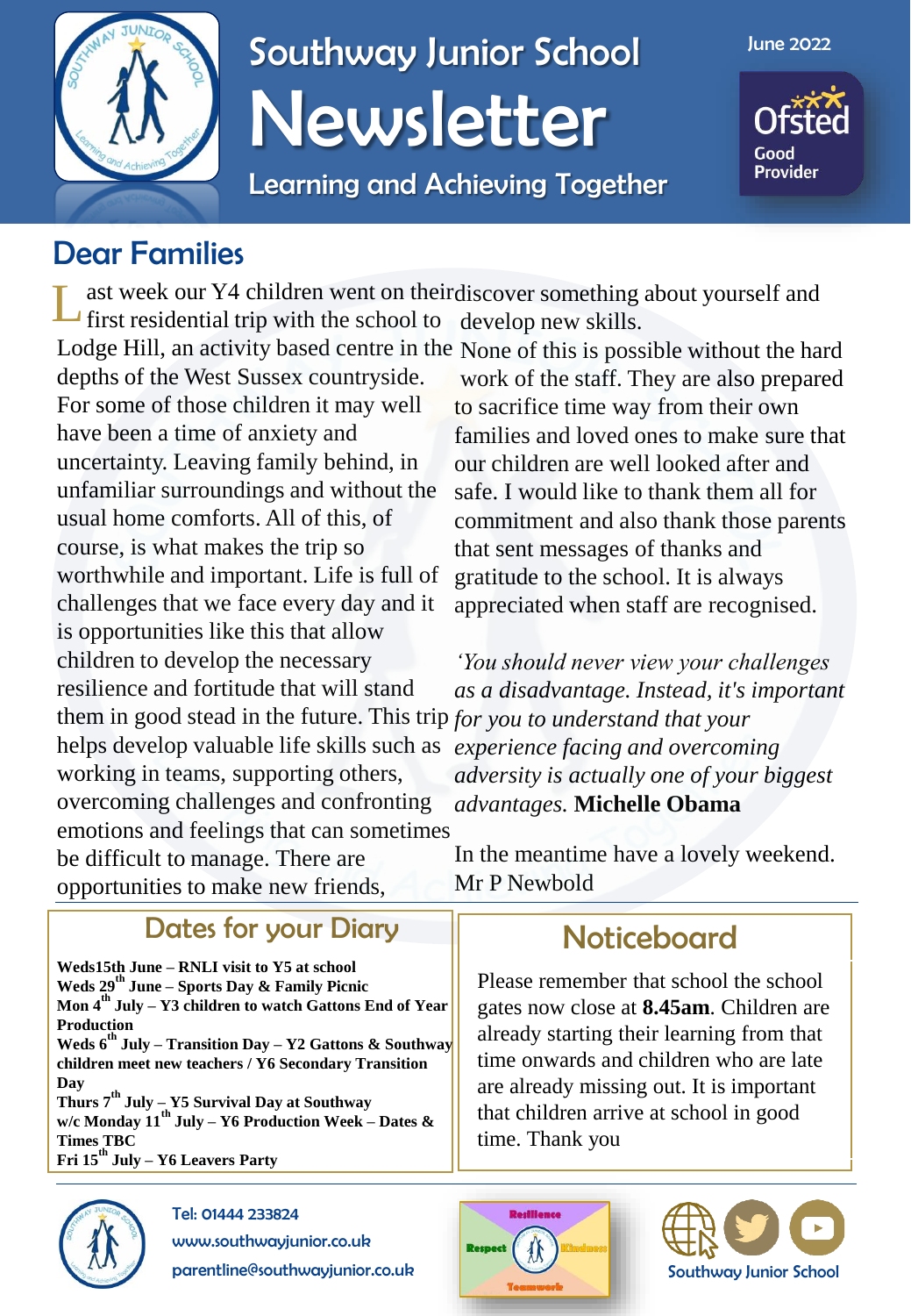# Southway Junior School

# Newsletter

Learning and Achieving Together

June 2022

Ofsted Good Provider

## Dear Families

Last week our Y4 children went on their first residential trip with the school to Lodge Hill, an activity based centre in the depths of the West Sussex countryside. For some of those children it may well have been a time of anxiety and uncertainty. Leaving family behind, in unfamiliar surroundings and without the usual home comforts. All of this, of course, is what makes the trip so worthwhile and important. Life is full of challenges that we face every day and it is opportunities like this that allow children to develop the necessary resilience and fortitude that will stand them in good stead in the future. This trip helps develop valuable life skills such as working in teams, supporting others, overcoming challenges and confronting emotions and feelings that can sometimes be difficult to manage. There are opportunities to make new friends, discover something about yourself and develop new skills.

None of this is possible without the hard work of the staff. They are also prepared to sacrifice time way from their own families and loved ones to make sure that our children are well looked after and safe. I would like to thank them all for commitment and also thank those parents that sent messages of thanks and gratitude to the school. It is always appreciated when staff are recognised.

*'You should never view your challenges as a disadvantage. Instead, it's important for you to understand that your experience facing and overcoming adversity is actually one of your biggest advantages.* **Michelle Obama**

In the meantime have a lovely weekend.
Mr P Newbold

## Dates for your Diary

**Weds15th June – RNLI visit to Y5 at school**
**Weds 29th June – Sports Day & Family Picnic**
**Mon 4th July – Y3 children to watch Gattons End of Year Production**
**Weds 6th July – Transition Day – Y2 Gattons & Southway children meet new teachers / Y6 Secondary Transition Day**
**Thurs 7th July – Y5 Survival Day at Southway**
**w/c Monday 11th July – Y6 Production Week – Dates & Times TBC**
**Fri 15th July – Y6 Leavers Party**

## Noticeboard

Please remember that school the school gates now close at **8.45am**. Children are already starting their learning from that time onwards and children who are late are already missing out. It is important that children arrive at school in good time. Thank you

Tel: 01444 233824
www.southwayjunior.co.uk
parentline@southwayjunior.co.uk

Resilience, Respect, Kindness, Teamwork

Southway Junior School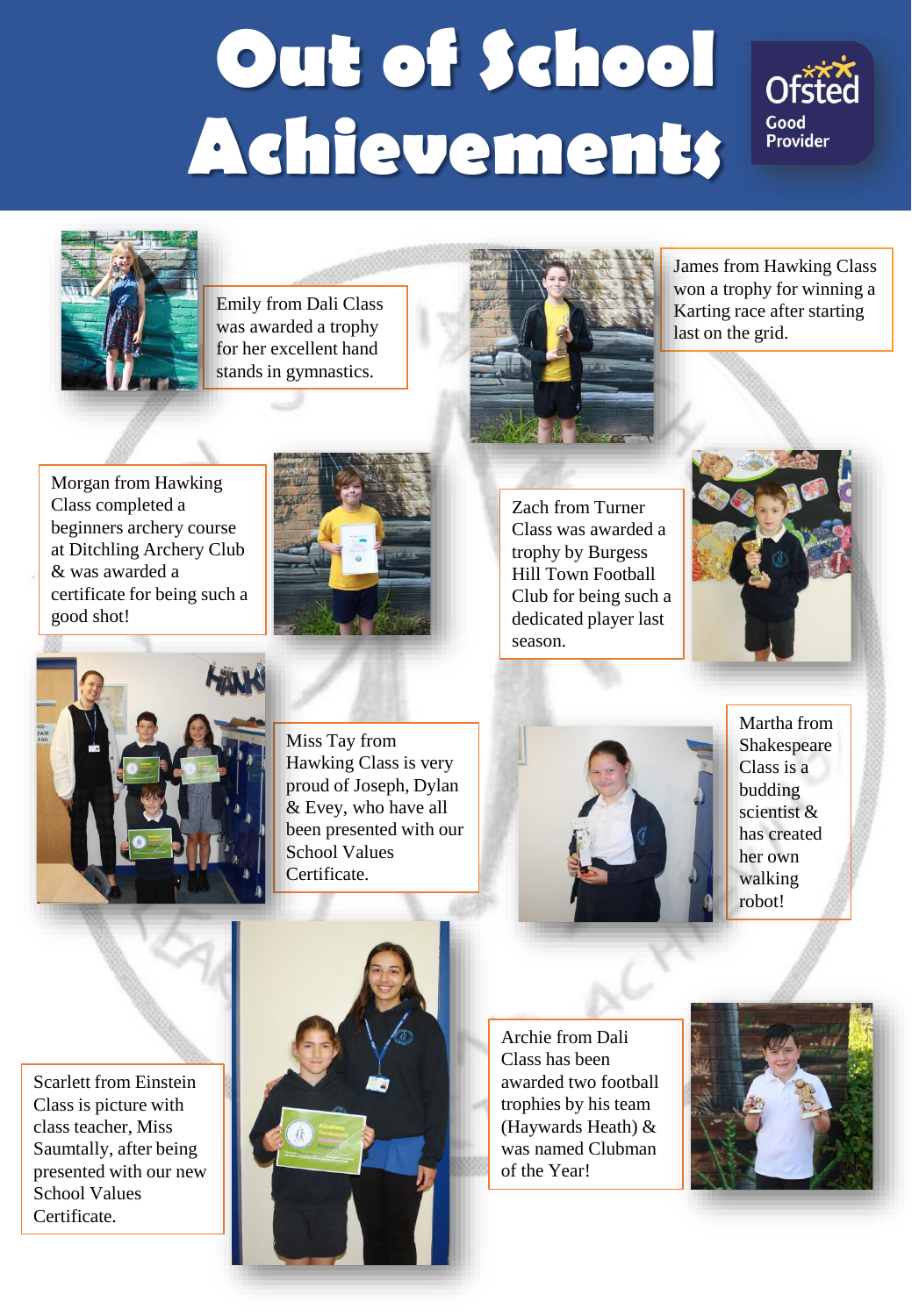# Out of School Achievements

Ofsted Good Provider

Emily from Dali Class was awarded a trophy for her excellent hand stands in gymnastics.

James from Hawking Class won a trophy for winning a Karting race after starting last on the grid.

Morgan from Hawking Class completed a beginners archery course at Ditchling Archery Club & was awarded a certificate for being such a good shot!

Zach from Turner Class was awarded a trophy by Burgess Hill Town Football Club for being such a dedicated player last season.

Miss Tay from Hawking Class is very proud of Joseph, Dylan & Evey, who have all been presented with our School Values Certificate.

Martha from Shakespeare Class is a budding scientist & has created her own walking robot!

Scarlett from Einstein Class is picture with class teacher, Miss Saumtally, after being presented with our new School Values Certificate.

Archie from Dali Class has been awarded two football trophies by his team (Haywards Heath) & was named Clubman of the Year!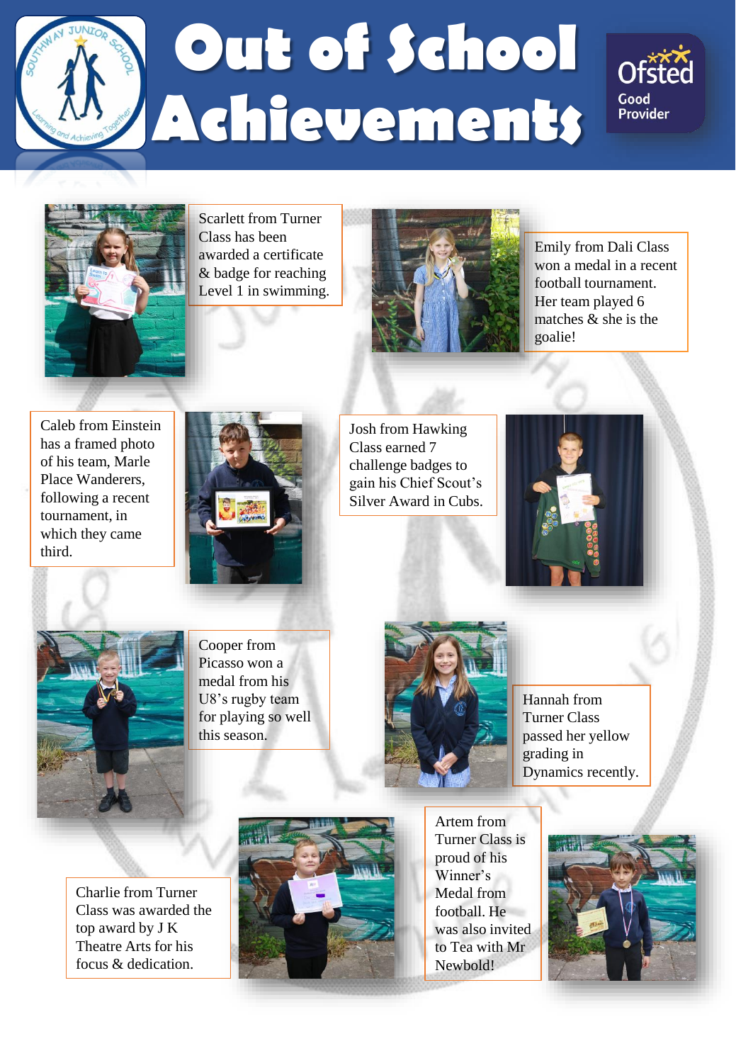# Out of School Achievements

Scarlett from Turner Class has been awarded a certificate & badge for reaching Level 1 in swimming.

Emily from Dali Class won a medal in a recent football tournament. Her team played 6 matches & she is the goalie!

Caleb from Einstein has a framed photo of his team, Marle Place Wanderers, following a recent tournament, in which they came third.

Josh from Hawking Class earned 7 challenge badges to gain his Chief Scout's Silver Award in Cubs.

Cooper from Picasso won a medal from his U8's rugby team for playing so well this season.

Hannah from Turner Class passed her yellow grading in Dynamics recently.

Charlie from Turner Class was awarded the top award by J K Theatre Arts for his focus & dedication.

Artem from Turner Class is proud of his Winner's Medal from football. He was also invited to Tea with Mr Newbold!